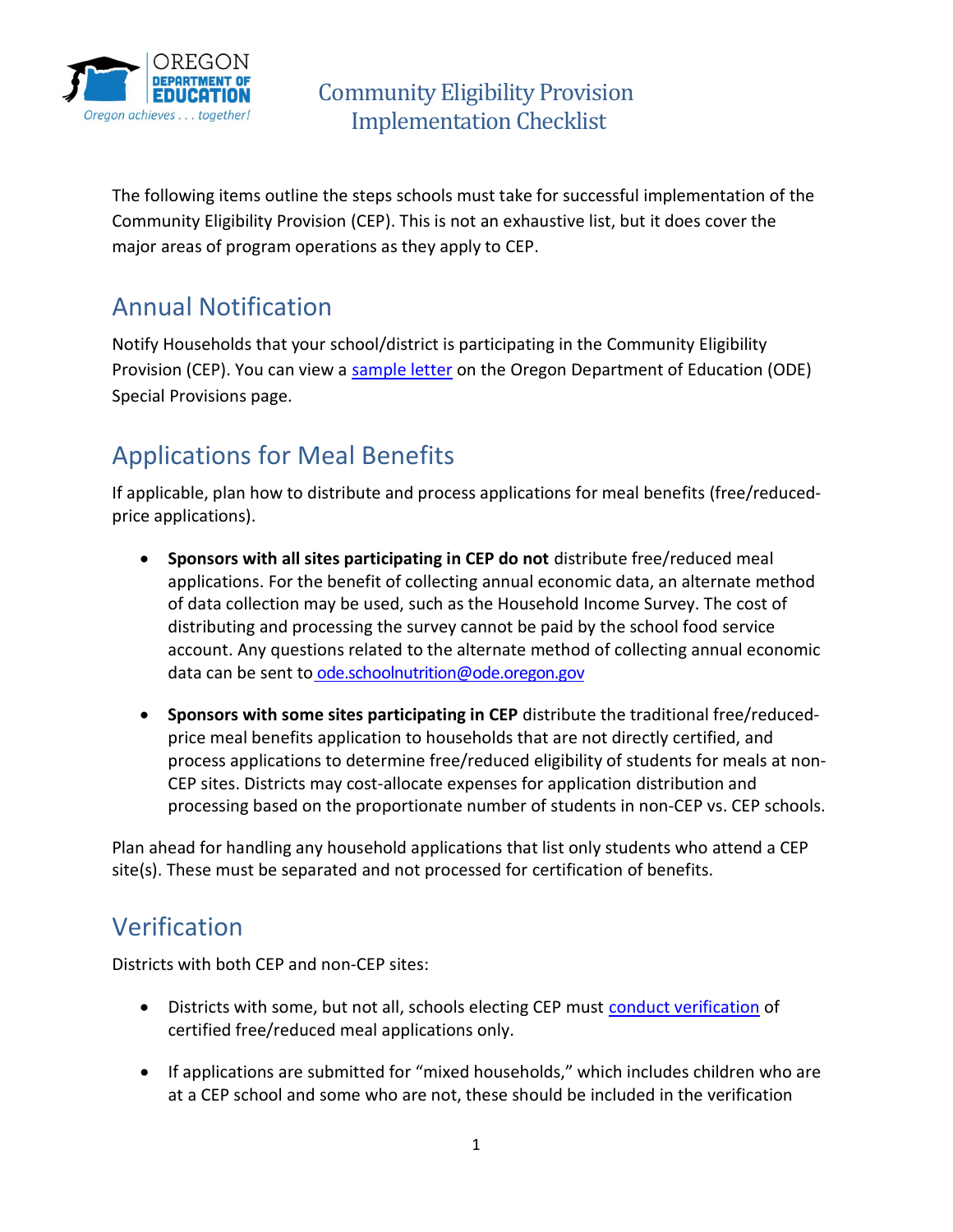# Community Eligibility Provision Implementation Checklist

The following items outline the steps schools must take for successful implementation of the Community Eligibility Provision (CEP). This is not an exhaustive list, but it does cover the major areas of program operations as they apply to CEP.

## Annual Notification

Notify Households that your school/district is participating in the Community Eligibility Provision (CEP). You can view a [sample letter](#) on the Oregon Department of Education (ODE) Special Provisions page.

## Applications for Meal Benefits

If applicable, plan how to distribute and process applications for meal benefits (free/reduced-price applications).

- **Sponsors with all sites participating in CEP do not** distribute free/reduced meal applications. For the benefit of collecting annual economic data, an alternate method of data collection may be used, such as the Household Income Survey. The cost of distributing and processing the survey cannot be paid by the school food service account. Any questions related to the alternate method of collecting annual economic data can be sent to ode.schoolnutrition@ode.oregon.gov

- **Sponsors with some sites participating in CEP** distribute the traditional free/reduced-price meal benefits application to households that are not directly certified, and process applications to determine free/reduced eligibility of students for meals at non-CEP sites. Districts may cost-allocate expenses for application distribution and processing based on the proportionate number of students in non-CEP vs. CEP schools.

Plan ahead for handling any household applications that list only students who attend a CEP site(s). These must be separated and not processed for certification of benefits.

## Verification

Districts with both CEP and non-CEP sites:

- Districts with some, but not all, schools electing CEP must [conduct verification](#) of certified free/reduced meal applications only.

- If applications are submitted for "mixed households," which includes children who are at a CEP school and some who are not, these should be included in the verification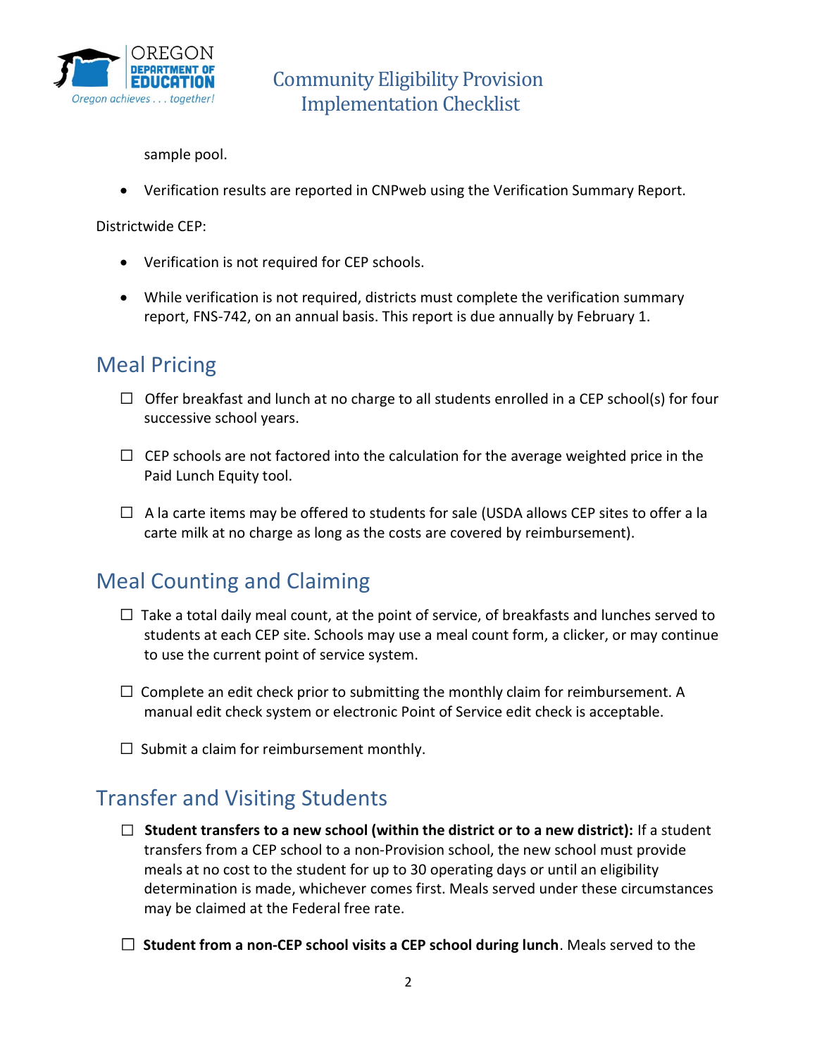sample pool.

- Verification results are reported in CNPweb using the Verification Summary Report.

Districtwide CEP:

- Verification is not required for CEP schools.
- While verification is not required, districts must complete the verification summary report, FNS-742, on an annual basis. This report is due annually by February 1.

## Meal Pricing

- ☐ Offer breakfast and lunch at no charge to all students enrolled in a CEP school(s) for four successive school years.
- ☐ CEP schools are not factored into the calculation for the average weighted price in the Paid Lunch Equity tool.
- ☐ A la carte items may be offered to students for sale (USDA allows CEP sites to offer a la carte milk at no charge as long as the costs are covered by reimbursement).

## Meal Counting and Claiming

- ☐ Take a total daily meal count, at the point of service, of breakfasts and lunches served to students at each CEP site. Schools may use a meal count form, a clicker, or may continue to use the current point of service system.
- ☐ Complete an edit check prior to submitting the monthly claim for reimbursement. A manual edit check system or electronic Point of Service edit check is acceptable.
- ☐ Submit a claim for reimbursement monthly.

## Transfer and Visiting Students

- ☐ **Student transfers to a new school (within the district or to a new district):** If a student transfers from a CEP school to a non-Provision school, the new school must provide meals at no cost to the student for up to 30 operating days or until an eligibility determination is made, whichever comes first. Meals served under these circumstances may be claimed at the Federal free rate.
- ☐ **Student from a non-CEP school visits a CEP school during lunch**. Meals served to the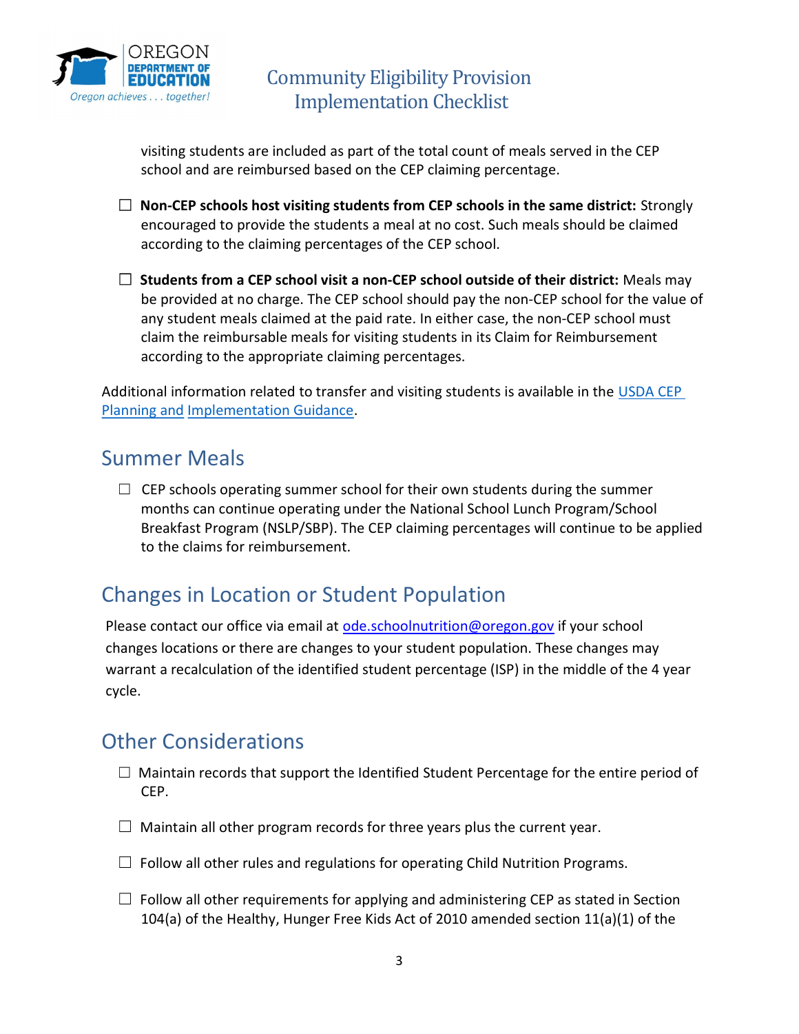visiting students are included as part of the total count of meals served in the CEP school and are reimbursed based on the CEP claiming percentage.

☐ **Non-CEP schools host visiting students from CEP schools in the same district:** Strongly encouraged to provide the students a meal at no cost. Such meals should be claimed according to the claiming percentages of the CEP school.

☐ **Students from a CEP school visit a non-CEP school outside of their district:** Meals may be provided at no charge. The CEP school should pay the non-CEP school for the value of any student meals claimed at the paid rate. In either case, the non-CEP school must claim the reimbursable meals for visiting students in its Claim for Reimbursement according to the appropriate claiming percentages.

Additional information related to transfer and visiting students is available in the [USDA CEP Planning and Implementation Guidance]().

## Summer Meals

☐ CEP schools operating summer school for their own students during the summer months can continue operating under the National School Lunch Program/School Breakfast Program (NSLP/SBP). The CEP claiming percentages will continue to be applied to the claims for reimbursement.

## Changes in Location or Student Population

Please contact our office via email at [ode.schoolnutrition@oregon.gov](mailto:ode.schoolnutrition@oregon.gov) if your school changes locations or there are changes to your student population. These changes may warrant a recalculation of the identified student percentage (ISP) in the middle of the 4 year cycle.

## Other Considerations

☐ Maintain records that support the Identified Student Percentage for the entire period of CEP.

☐ Maintain all other program records for three years plus the current year.

☐ Follow all other rules and regulations for operating Child Nutrition Programs.

☐ Follow all other requirements for applying and administering CEP as stated in Section 104(a) of the Healthy, Hunger Free Kids Act of 2010 amended section 11(a)(1) of the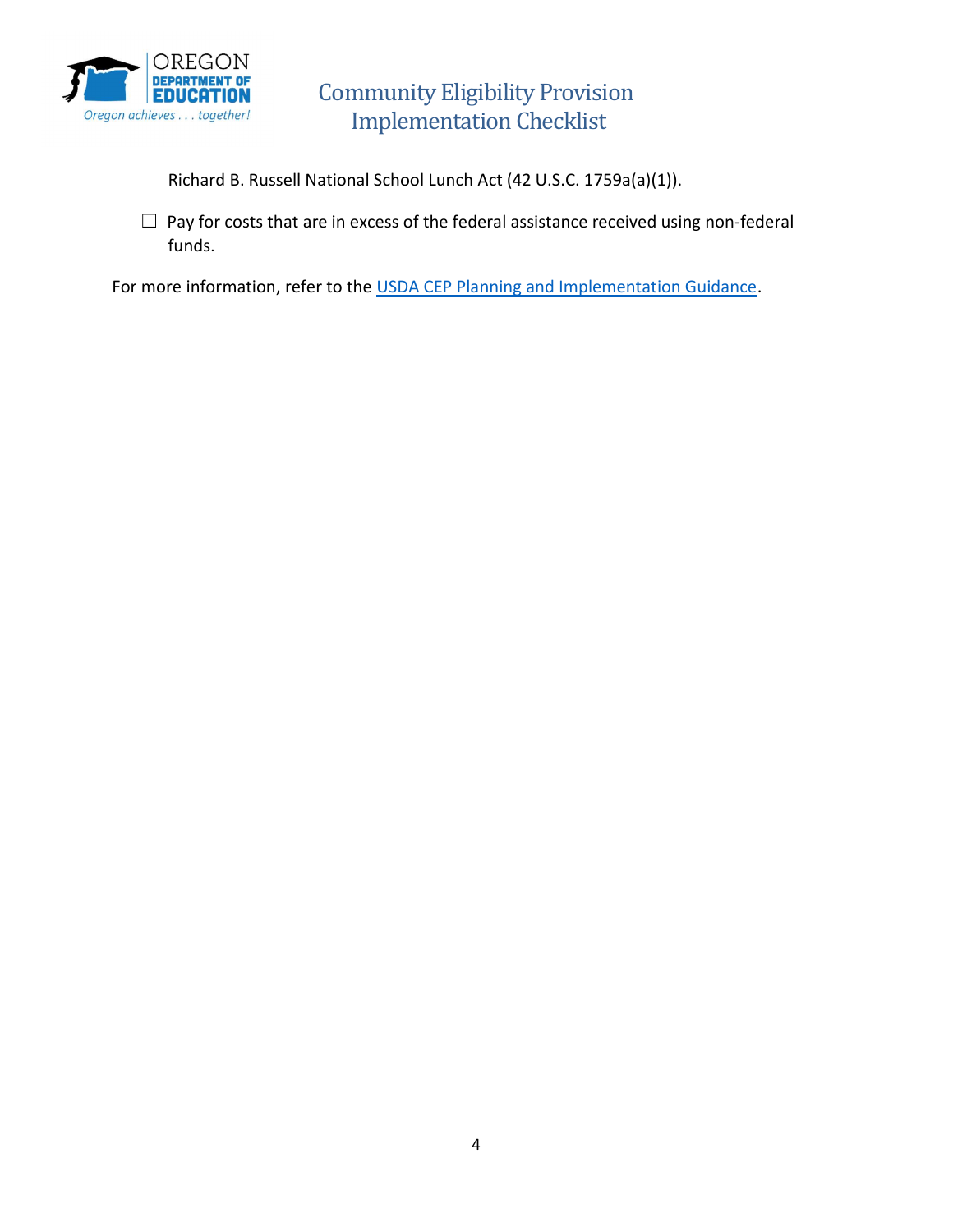Richard B. Russell National School Lunch Act (42 U.S.C. 1759a(a)(1)).

☐ Pay for costs that are in excess of the federal assistance received using non-federal funds.

For more information, refer to the USDA CEP Planning and Implementation Guidance.